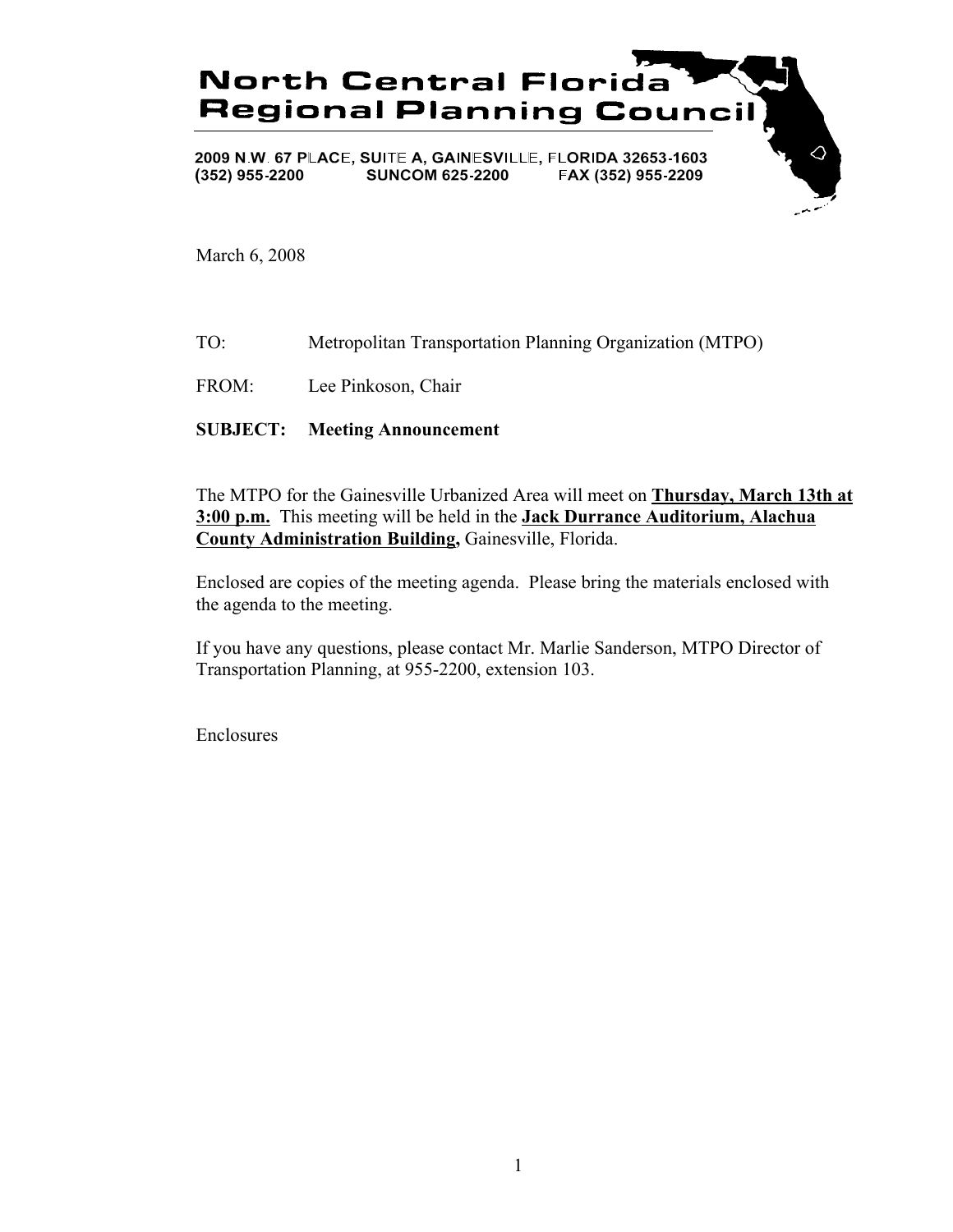# North Central Florida Regional Planning Council

2009 N.W. 67 PLACE, SUITE A, GAINESVILLE, FLORIDA 32653-1603
(352) 955-2200 SUNCOM 625-2200 FAX (352) 955-2209

March 6, 2008

TO: Metropolitan Transportation Planning Organization (MTPO)

FROM: Lee Pinkoson, Chair

**SUBJECT: Meeting Announcement**

The MTPO for the Gainesville Urbanized Area will meet on **Thursday, March 13th at 3:00 p.m.** This meeting will be held in the **Jack Durrance Auditorium, Alachua County Administration Building,** Gainesville, Florida.

Enclosed are copies of the meeting agenda. Please bring the materials enclosed with the agenda to the meeting.

If you have any questions, please contact Mr. Marlie Sanderson, MTPO Director of Transportation Planning, at 955-2200, extension 103.

Enclosures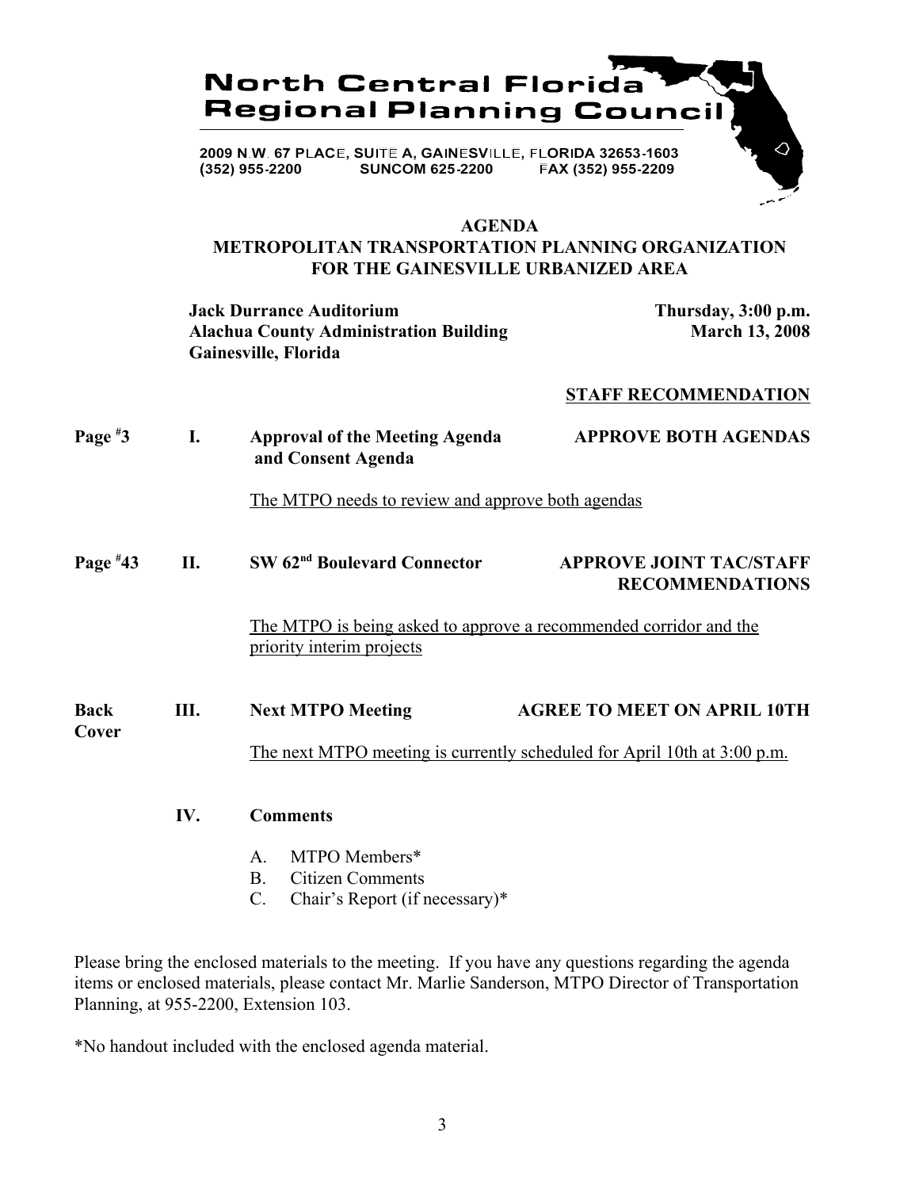# North Central Florida Regional Planning Council

2009 N.W. 67 PLACE, SUITE A, GAINESVILLE, FLORIDA 32653-1603
(352) 955-2200 SUNCOM 625-2200 FAX (352) 955-2209

## AGENDA
## METROPOLITAN TRANSPORTATION PLANNING ORGANIZATION FOR THE GAINESVILLE URBANIZED AREA

**Jack Durrance Auditorium**
**Alachua County Administration Building**
**Gainesville, Florida**

**Thursday, 3:00 p.m.**
**March 13, 2008**

**STAFF RECOMMENDATION**

**Page #3** **I. Approval of the Meeting Agenda and Consent Agenda** **APPROVE BOTH AGENDAS**

The MTPO needs to review and approve both agendas

**Page #43** **II. SW 62nd Boulevard Connector** **APPROVE JOINT TAC/STAFF RECOMMENDATIONS**

The MTPO is being asked to approve a recommended corridor and the priority interim projects

**Back Cover** **III. Next MTPO Meeting** **AGREE TO MEET ON APRIL 10TH**

The next MTPO meeting is currently scheduled for April 10th at 3:00 p.m.

**IV. Comments**

A. MTPO Members*
B. Citizen Comments
C. Chair's Report (if necessary)*

Please bring the enclosed materials to the meeting. If you have any questions regarding the agenda items or enclosed materials, please contact Mr. Marlie Sanderson, MTPO Director of Transportation Planning, at 955-2200, Extension 103.

*No handout included with the enclosed agenda material.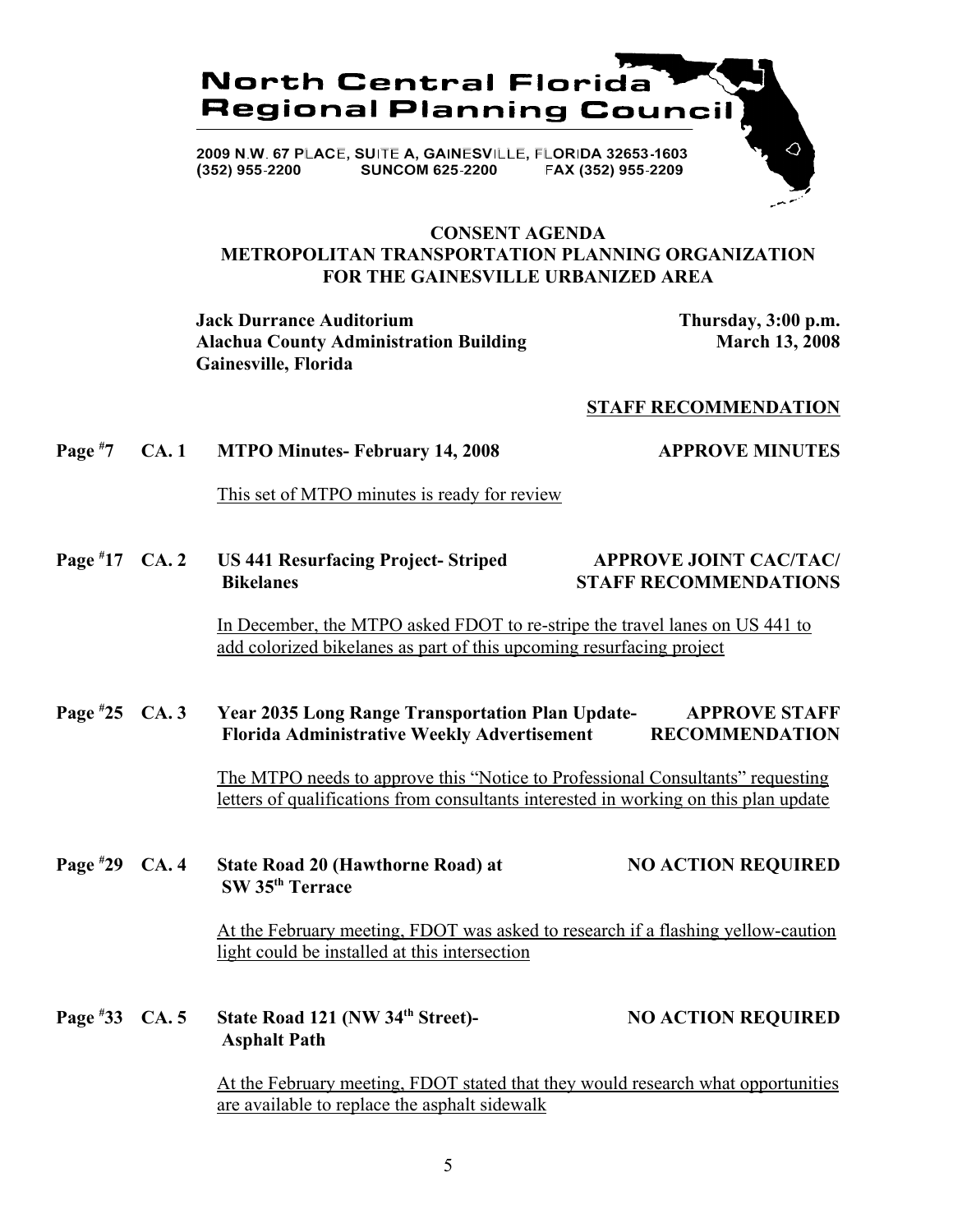**North Central Florida Regional Planning Council**

2009 N.W. 67 PLACE, SUITE A, GAINESVILLE, FLORIDA 32653-1603
(352) 955-2200 SUNCOM 625-2200 FAX (352) 955-2209

# CONSENT AGENDA
## METROPOLITAN TRANSPORTATION PLANNING ORGANIZATION FOR THE GAINESVILLE URBANIZED AREA

**Jack Durrance Auditorium**
**Alachua County Administration Building**
**Gainesville, Florida**

**Thursday, 3:00 p.m.**
**March 13, 2008**

**STAFF RECOMMENDATION**

**Page #7 CA. 1 MTPO Minutes- February 14, 2008** — **APPROVE MINUTES**

This set of MTPO minutes is ready for review

**Page #17 CA. 2 US 441 Resurfacing Project- Striped Bikelanes** — **APPROVE JOINT CAC/TAC/ STAFF RECOMMENDATIONS**

In December, the MTPO asked FDOT to re-stripe the travel lanes on US 441 to add colorized bikelanes as part of this upcoming resurfacing project

**Page #25 CA. 3 Year 2035 Long Range Transportation Plan Update- Florida Administrative Weekly Advertisement** — **APPROVE STAFF RECOMMENDATION**

The MTPO needs to approve this "Notice to Professional Consultants" requesting letters of qualifications from consultants interested in working on this plan update

**Page #29 CA. 4 State Road 20 (Hawthorne Road) at SW 35th Terrace** — **NO ACTION REQUIRED**

At the February meeting, FDOT was asked to research if a flashing yellow-caution light could be installed at this intersection

**Page #33 CA. 5 State Road 121 (NW 34th Street)- Asphalt Path** — **NO ACTION REQUIRED**

At the February meeting, FDOT stated that they would research what opportunities are available to replace the asphalt sidewalk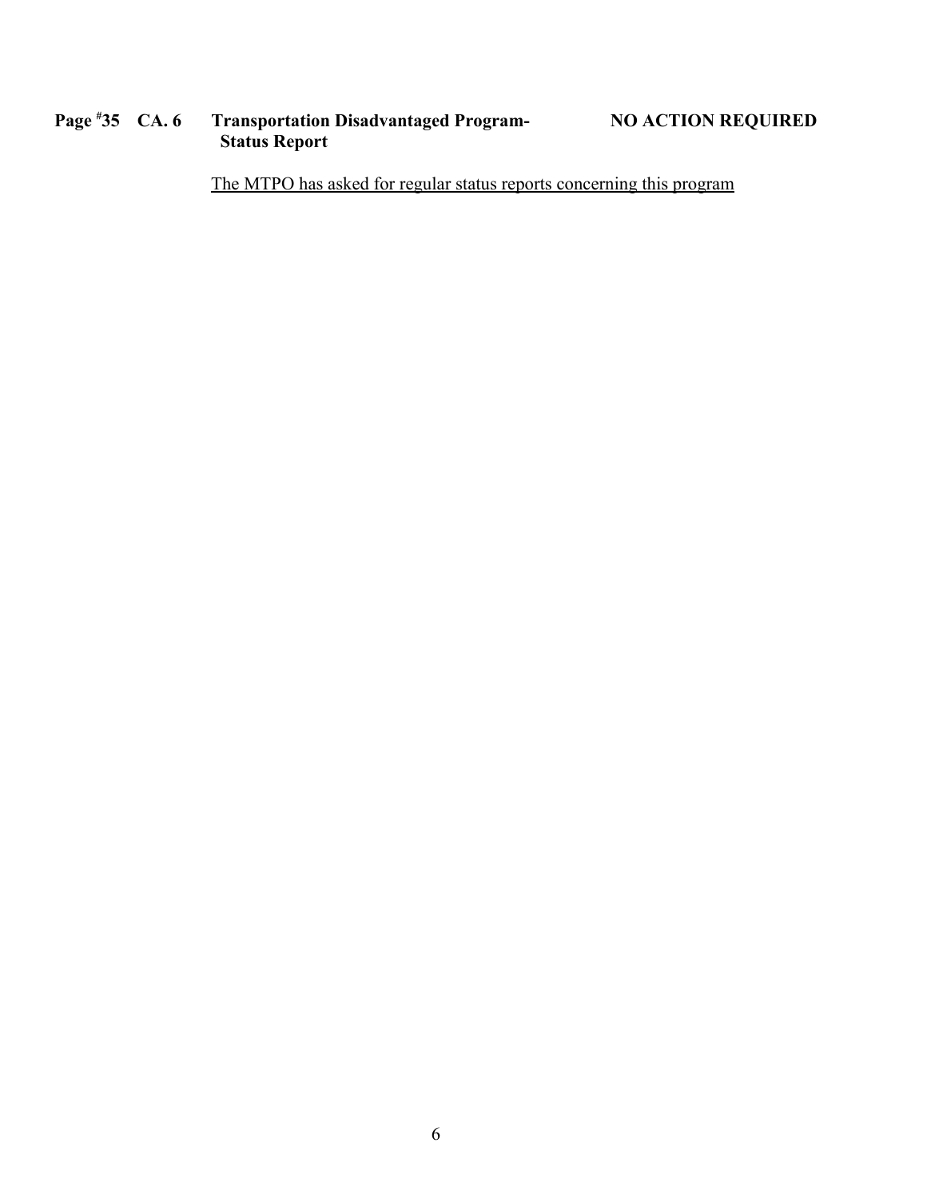**Page #35 CA. 6 Transportation Disadvantaged Program- Status Report** **NO ACTION REQUIRED**

The MTPO has asked for regular status reports concerning this program